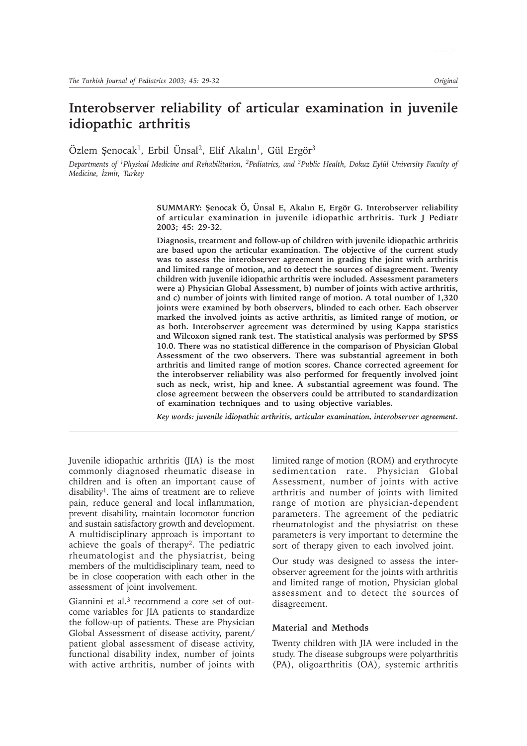# Interobserver reliability of articular examination in juvenile idiopathic arthritis

Özlem Şenocak[1], Erbil Ünsal[2], Elif Akalın[1], Gül Ergör[3]

*Departments of [1]Physical Medicine and Rehabilitation, [2]Pediatrics, and [3]Public Health, Dokuz Eylül University Faculty of Medicine, İzmir, Turkey*

**SUMMARY: Şenocak Ö, Ünsal E, Akalın E, Ergör G. Interobserver reliability of articular examination in juvenile idiopathic arthritis. Turk J Pediatr 2003; 45: 29-32.**

**Diagnosis, treatment and follow-up of children with juvenile idiopathic arthritis are based upon the articular examination. The objective of the current study was to assess the interobserver agreement in grading the joint with arthritis and limited range of motion, and to detect the sources of disagreement. Twenty children with juvenile idiopathic arthritis were included. Assessment parameters were a) Physician Global Assessment, b) number of joints with active arthritis, and c) number of joints with limited range of motion. A total number of 1,320 joints were examined by both observers, blinded to each other. Each observer marked the involved joints as active arthritis, as limited range of motion, or as both. Interobserver agreement was determined by using Kappa statistics and Wilcoxon signed rank test. The statistical analysis was performed by SPSS 10.0. There was no statistical difference in the comparison of Physician Global Assessment of the two observers. There was substantial agreement in both arthritis and limited range of motion scores. Chance corrected agreement for the interobserver reliability was also performed for frequently involved joint such as neck, wrist, hip and knee. A substantial agreement was found. The close agreement between the observers could be attributed to standardization of examination techniques and to using objective variables.**

***Key words: juvenile idiopathic arthritis, articular examination, interobserver agreement.***

---

Juvenile idiopathic arthritis (JIA) is the most commonly diagnosed rheumatic disease in children and is often an important cause of disability[1]. The aims of treatment are to relieve pain, reduce general and local inflammation, prevent disability, maintain locomotor function and sustain satisfactory growth and development. A multidisciplinary approach is important to achieve the goals of therapy[2]. The pediatric rheumatologist and the physiatrist, being members of the multidisciplinary team, need to be in close cooperation with each other in the assessment of joint involvement.

Giannini et al.[3] recommend a core set of outcome variables for JIA patients to standardize the follow-up of patients. These are Physician Global Assessment of disease activity, parent/patient global assessment of disease activity, functional disability index, number of joints with active arthritis, number of joints with limited range of motion (ROM) and erythrocyte sedimentation rate. Physician Global Assessment, number of joints with active arthritis and number of joints with limited range of motion are physician-dependent parameters. The agreement of the pediatric rheumatologist and the physiatrist on these parameters is very important to determine the sort of therapy given to each involved joint.

Our study was designed to assess the interobserver agreement for the joints with arthritis and limited range of motion, Physician global assessment and to detect the sources of disagreement.

## Material and Methods

Twenty children with JIA were included in the study. The disease subgroups were polyarthritis (PA), oligoarthritis (OA), systemic arthritis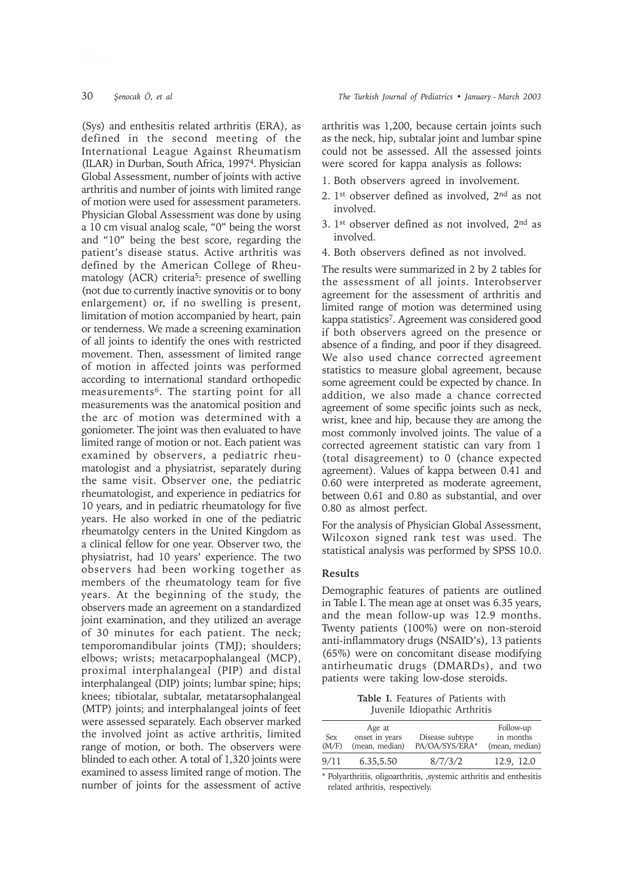(Sys) and enthesitis related arthritis (ERA), as defined in the second meeting of the International League Against Rheumatism (ILAR) in Durban, South Africa, 1997[4]. Physician Global Assessment, number of joints with active arthritis and number of joints with limited range of motion were used for assessment parameters. Physician Global Assessment was done by using a 10 cm visual analog scale, "0" being the worst and "10" being the best score, regarding the patient's disease status. Active arthritis was defined by the American College of Rheumatology (ACR) criteria[5]: presence of swelling (not due to currently inactive synovitis or to bony enlargement) or, if no swelling is present, limitation of motion accompanied by heart, pain or tenderness. We made a screening examination of all joints to identify the ones with restricted movement. Then, assessment of limited range of motion in affected joints was performed according to international standard orthopedic measurements[6]. The starting point for all measurements was the anatomical position and the arc of motion was determined with a goniometer. The joint was then evaluated to have limited range of motion or not. Each patient was examined by observers, a pediatric rheumatologist and a physiatrist, separately during the same visit. Observer one, the pediatric rheumatologist, and experience in pediatrics for 10 years, and in pediatric rheumatology for five years. He also worked in one of the pediatric rheumatolgy centers in the United Kingdom as a clinical fellow for one year. Observer two, the physiatrist, had 10 years' experience. The two observers had been working together as members of the rheumatology team for five years. At the beginning of the study, the observers made an agreement on a standardized joint examination, and they utilized an average of 30 minutes for each patient. The neck; temporomandibular joints (TMJ); shoulders; elbows; wrists; metacarpophalangeal (MCP), proximal interphalangeal (PIP) and distal interphalangeal (DIP) joints; lumbar spine; hips; knees; tibiotalar, subtalar, metatarsophalangeal (MTP) joints; and interphalangeal joints of feet were assessed separately. Each observer marked the involved joint as active arthritis, limited range of motion, or both. The observers were blinded to each other. A total of 1,320 joints were examined to assess limited range of motion. The number of joints for the assessment of active arthritis was 1,200, because certain joints such as the neck, hip, subtalar joint and lumbar spine could not be assessed. All the assessed joints were scored for kappa analysis as follows:

1. Both observers agreed in involvement.
2. 1st observer defined as involved, 2nd as not involved.
3. 1st observer defined as not involved, 2nd as involved.
4. Both observers defined as not involved.

The results were summarized in 2 by 2 tables for the assessment of all joints. Interobserver agreement for the assessment of arthritis and limited range of motion was determined using kappa statistics[7]. Agreement was considered good if both observers agreed on the presence or absence of a finding, and poor if they disagreed. We also used chance corrected agreement statistics to measure global agreement, because some agreement could be expected by chance. In addition, we also made a chance corrected agreement of some specific joints such as neck, wrist, knee and hip, because they are among the most commonly involved joints. The value of a corrected agreement statistic can vary from 1 (total disagreement) to 0 (chance expected agreement). Values of kappa between 0.41 and 0.60 were interpreted as moderate agreement, between 0.61 and 0.80 as substantial, and over 0.80 as almost perfect.

For the analysis of Physician Global Assessment, Wilcoxon signed rank test was used. The statistical analysis was performed by SPSS 10.0.

## Results

Demographic features of patients are outlined in Table I. The mean age at onset was 6.35 years, and the mean follow-up was 12.9 months. Twenty patients (100%) were on non-steroid anti-inflammatory drugs (NSAID's), 13 patients (65%) were on concomitant disease modifying antirheumatic drugs (DMARDs), and two patients were taking low-dose steroids.

**Table I.** Features of Patients with Juvenile Idiopathic Arthritis

| Sex (M/F) | Age at onset in years (mean, median) | Disease subtype PA/OA/SYS/ERA* | Follow-up in months (mean, median) |
|---|---|---|---|
| 9/11 | 6.35,5.50 | 8/7/3/2 | 12.9, 12.0 |

\* Polyarthritis, oligoarthritis, ,systemic arthritis and enthesitis related arthritis, respectively.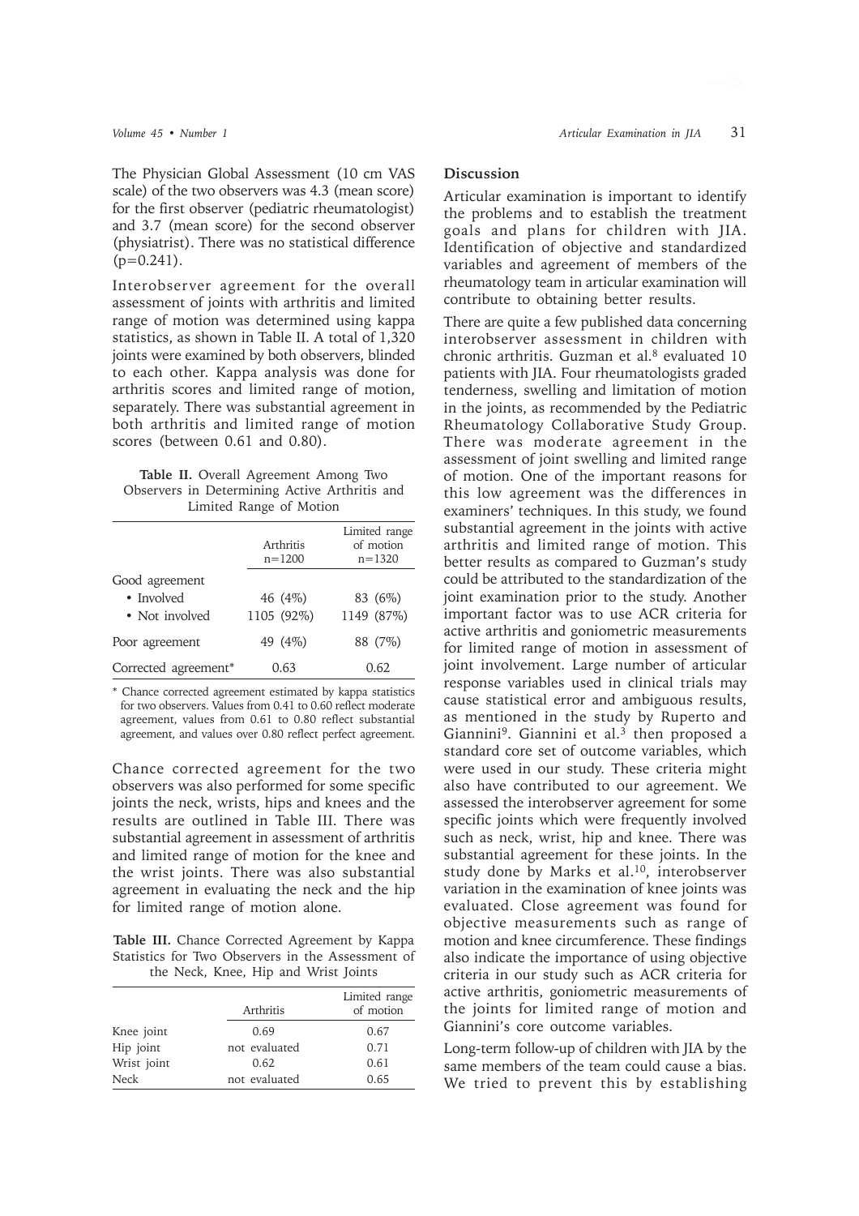The Physician Global Assessment (10 cm VAS scale) of the two observers was 4.3 (mean score) for the first observer (pediatric rheumatologist) and 3.7 (mean score) for the second observer (physiatrist). There was no statistical difference ($p=0.241$).

Interobserver agreement for the overall assessment of joints with arthritis and limited range of motion was determined using kappa statistics, as shown in Table II. A total of 1,320 joints were examined by both observers, blinded to each other. Kappa analysis was done for arthritis scores and limited range of motion, separately. There was substantial agreement in both arthritis and limited range of motion scores (between 0.61 and 0.80).

**Table II.** Overall Agreement Among Two Observers in Determining Active Arthritis and Limited Range of Motion

| | Arthritis n=1200 | Limited range of motion n=1320 |
|---|---|---|
| Good agreement | | |
| • Involved | 46 (4%) | 83 (6%) |
| • Not involved | 1105 (92%) | 1149 (87%) |
| Poor agreement | 49 (4%) | 88 (7%) |
| Corrected agreement* | 0.63 | 0.62 |

\* Chance corrected agreement estimated by kappa statistics for two observers. Values from 0.41 to 0.60 reflect moderate agreement, values from 0.61 to 0.80 reflect substantial agreement, and values over 0.80 reflect perfect agreement.

Chance corrected agreement for the two observers was also performed for some specific joints the neck, wrists, hips and knees and the results are outlined in Table III. There was substantial agreement in assessment of arthritis and limited range of motion for the knee and the wrist joints. There was also substantial agreement in evaluating the neck and the hip for limited range of motion alone.

**Table III.** Chance Corrected Agreement by Kappa Statistics for Two Observers in the Assessment of the Neck, Knee, Hip and Wrist Joints

| | Arthritis | Limited range of motion |
|---|---|---|
| Knee joint | 0.69 | 0.67 |
| Hip joint | not evaluated | 0.71 |
| Wrist joint | 0.62 | 0.61 |
| Neck | not evaluated | 0.65 |

## Discussion

Articular examination is important to identify the problems and to establish the treatment goals and plans for children with JIA. Identification of objective and standardized variables and agreement of members of the rheumatology team in articular examination will contribute to obtaining better results.

There are quite a few published data concerning interobserver assessment in children with chronic arthritis. Guzman et al.[8] evaluated 10 patients with JIA. Four rheumatologists graded tenderness, swelling and limitation of motion in the joints, as recommended by the Pediatric Rheumatology Collaborative Study Group. There was moderate agreement in the assessment of joint swelling and limited range of motion. One of the important reasons for this low agreement was the differences in examiners' techniques. In this study, we found substantial agreement in the joints with active arthritis and limited range of motion. This better results as compared to Guzman's study could be attributed to the standardization of the joint examination prior to the study. Another important factor was to use ACR criteria for active arthritis and goniometric measurements for limited range of motion in assessment of joint involvement. Large number of articular response variables used in clinical trials may cause statistical error and ambiguous results, as mentioned in the study by Ruperto and Giannini[9]. Giannini et al.[3] then proposed a standard core set of outcome variables, which were used in our study. These criteria might also have contributed to our agreement. We assessed the interobserver agreement for some specific joints which were frequently involved such as neck, wrist, hip and knee. There was substantial agreement for these joints. In the study done by Marks et al.[10], interobserver variation in the examination of knee joints was evaluated. Close agreement was found for objective measurements such as range of motion and knee circumference. These findings also indicate the importance of using objective criteria in our study such as ACR criteria for active arthritis, goniometric measurements of the joints for limited range of motion and Giannini's core outcome variables.

Long-term follow-up of children with JIA by the same members of the team could cause a bias. We tried to prevent this by establishing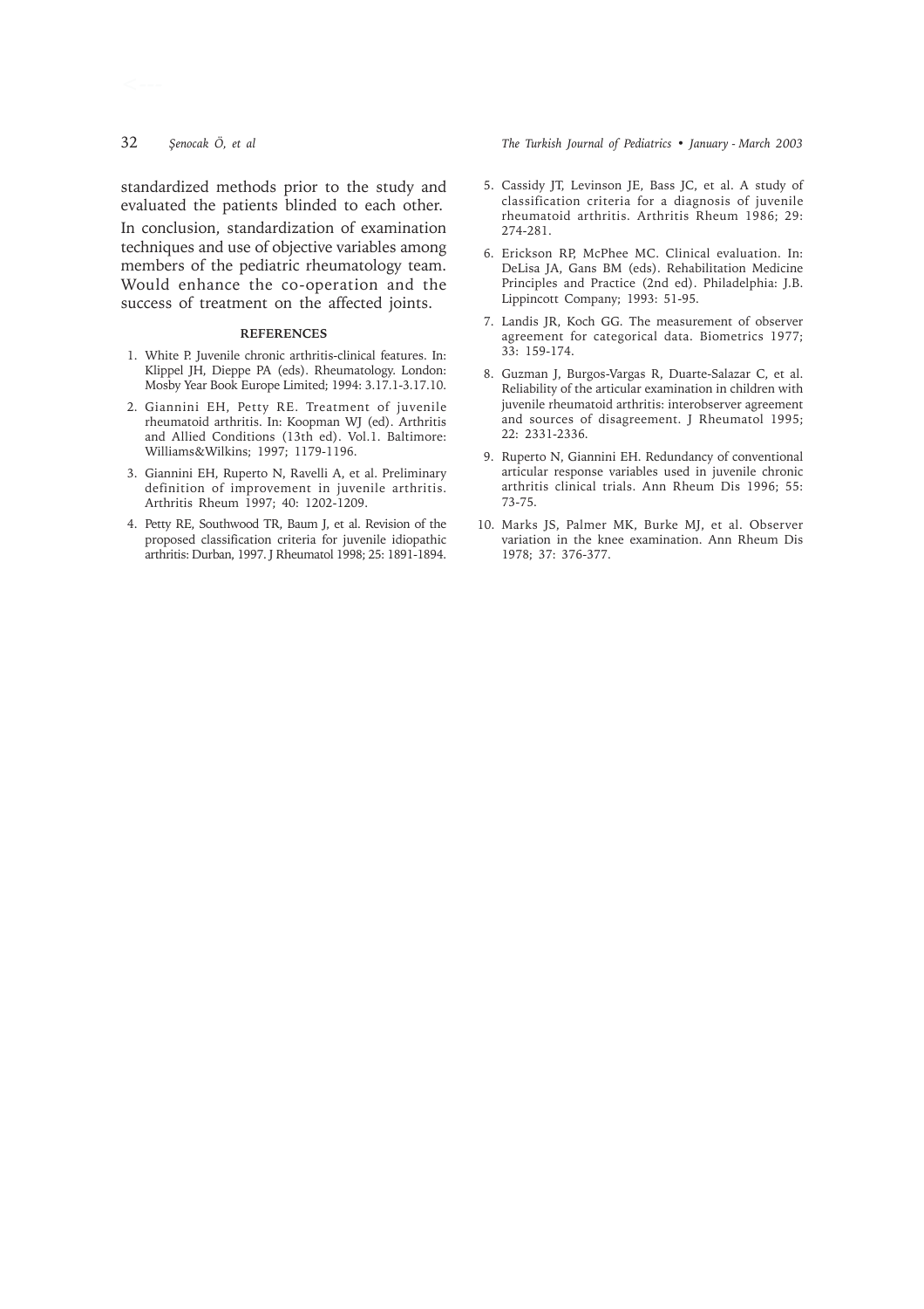standardized methods prior to the study and evaluated the patients blinded to each other.

In conclusion, standardization of examination techniques and use of objective variables among members of the pediatric rheumatology team. Would enhance the co-operation and the success of treatment on the affected joints.

## REFERENCES

1. White P. Juvenile chronic arthritis-clinical features. In: Klippel JH, Dieppe PA (eds). Rheumatology. London: Mosby Year Book Europe Limited; 1994: 3.17.1-3.17.10.
2. Giannini EH, Petty RE. Treatment of juvenile rheumatoid arthritis. In: Koopman WJ (ed). Arthritis and Allied Conditions (13th ed). Vol.1. Baltimore: Williams&Wilkins; 1997; 1179-1196.
3. Giannini EH, Ruperto N, Ravelli A, et al. Preliminary definition of improvement in juvenile arthritis. Arthritis Rheum 1997; 40: 1202-1209.
4. Petty RE, Southwood TR, Baum J, et al. Revision of the proposed classification criteria for juvenile idiopathic arthritis: Durban, 1997. J Rheumatol 1998; 25: 1891-1894.
5. Cassidy JT, Levinson JE, Bass JC, et al. A study of classification criteria for a diagnosis of juvenile rheumatoid arthritis. Arthritis Rheum 1986; 29: 274-281.
6. Erickson RP, McPhee MC. Clinical evaluation. In: DeLisa JA, Gans BM (eds). Rehabilitation Medicine Principles and Practice (2nd ed). Philadelphia: J.B. Lippincott Company; 1993: 51-95.
7. Landis JR, Koch GG. The measurement of observer agreement for categorical data. Biometrics 1977; 33: 159-174.
8. Guzman J, Burgos-Vargas R, Duarte-Salazar C, et al. Reliability of the articular examination in children with juvenile rheumatoid arthritis: interobserver agreement and sources of disagreement. J Rheumatol 1995; 22: 2331-2336.
9. Ruperto N, Giannini EH. Redundancy of conventional articular response variables used in juvenile chronic arthritis clinical trials. Ann Rheum Dis 1996; 55: 73-75.
10. Marks JS, Palmer MK, Burke MJ, et al. Observer variation in the knee examination. Ann Rheum Dis 1978; 37: 376-377.